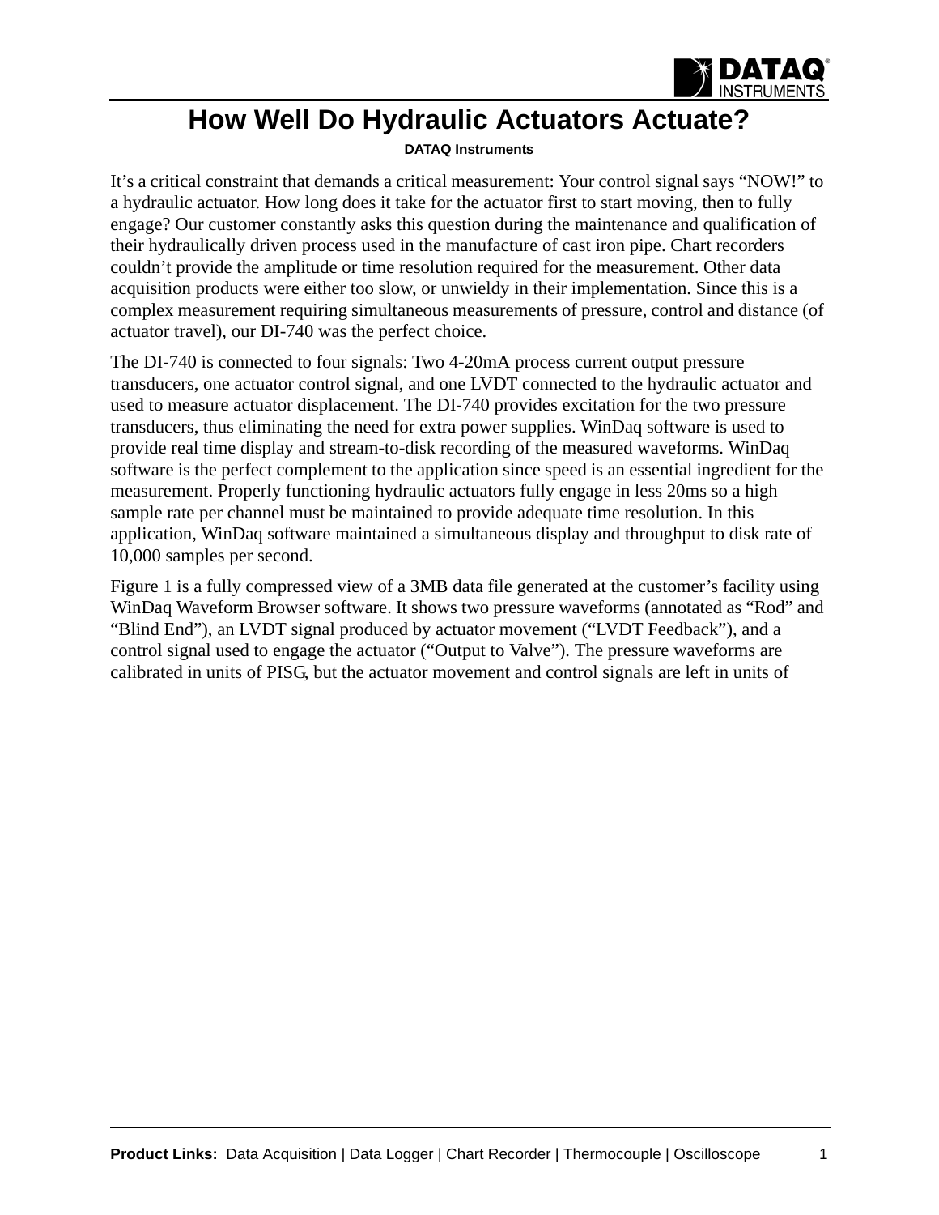# How Well Do Hydraulic Actuators Actuate?

**DATAQ Instruments**

It's a critical constraint that demands a critical measurement: Your control signal says "NOW!" to a hydraulic actuator. How long does it take for the actuator first to start moving, then to fully engage? Our customer constantly asks this question during the maintenance and qualification of their hydraulically driven process used in the manufacture of cast iron pipe. Chart recorders couldn't provide the amplitude or time resolution required for the measurement. Other data acquisition products were either too slow, or unwieldy in their implementation. Since this is a complex measurement requiring simultaneous measurements of pressure, control and distance (of actuator travel), our DI-740 was the perfect choice.

The DI-740 is connected to four signals: Two 4-20mA process current output pressure transducers, one actuator control signal, and one LVDT connected to the hydraulic actuator and used to measure actuator displacement. The DI-740 provides excitation for the two pressure transducers, thus eliminating the need for extra power supplies. WinDaq software is used to provide real time display and stream-to-disk recording of the measured waveforms. WinDaq software is the perfect complement to the application since speed is an essential ingredient for the measurement. Properly functioning hydraulic actuators fully engage in less 20ms so a high sample rate per channel must be maintained to provide adequate time resolution. In this application, WinDaq software maintained a simultaneous display and throughput to disk rate of 10,000 samples per second.

Figure 1 is a fully compressed view of a 3MB data file generated at the customer's facility using WinDaq Waveform Browser software. It shows two pressure waveforms (annotated as "Rod" and "Blind End"), an LVDT signal produced by actuator movement ("LVDT Feedback"), and a control signal used to engage the actuator ("Output to Valve"). The pressure waveforms are calibrated in units of PISG, but the actuator movement and control signals are left in units of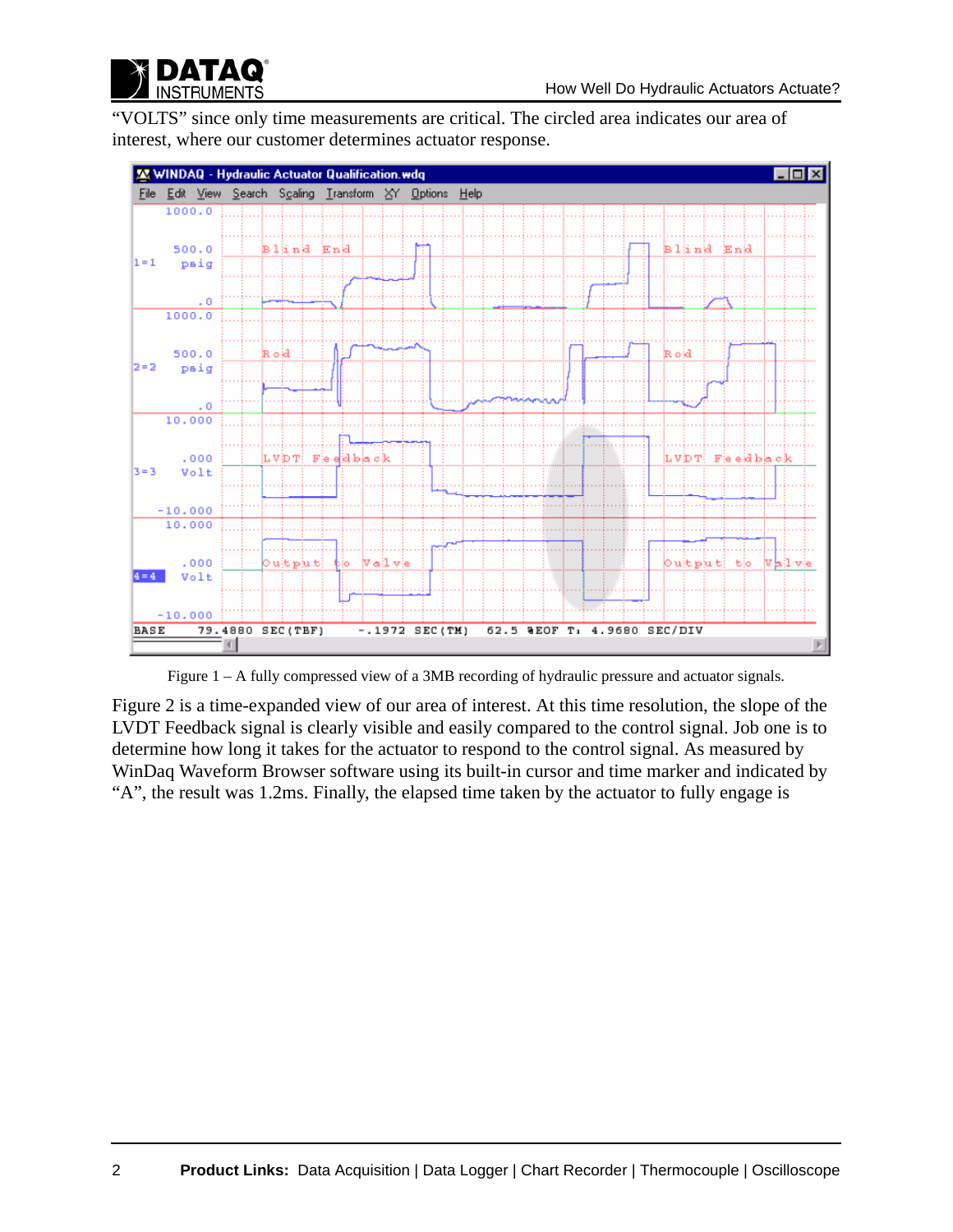"VOLTS" since only time measurements are critical. The circled area indicates our area of interest, where our customer determines actuator response.

Figure 1 – A fully compressed view of a 3MB recording of hydraulic pressure and actuator signals.

Figure 2 is a time-expanded view of our area of interest. At this time resolution, the slope of the LVDT Feedback signal is clearly visible and easily compared to the control signal. Job one is to determine how long it takes for the actuator to respond to the control signal. As measured by WinDaq Waveform Browser software using its built-in cursor and time marker and indicated by "A", the result was 1.2ms. Finally, the elapsed time taken by the actuator to fully engage is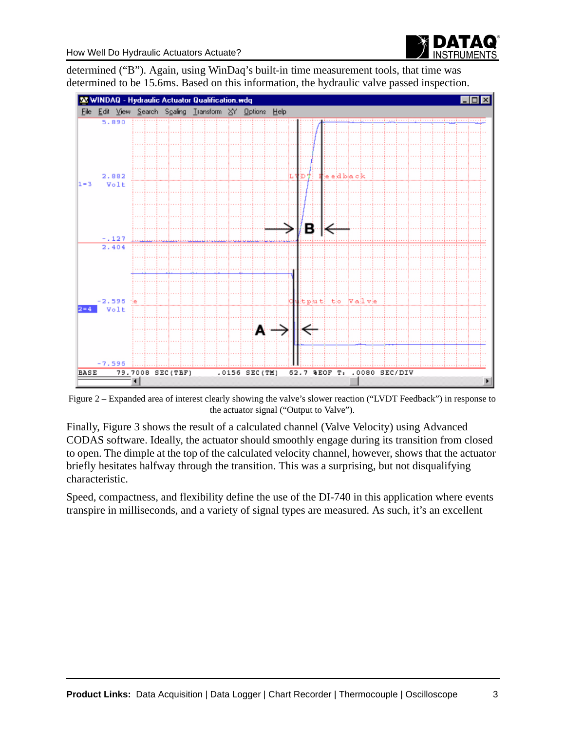determined ("B"). Again, using WinDaq's built-in time measurement tools, that time was determined to be 15.6ms. Based on this information, the hydraulic valve passed inspection.

Figure 2 – Expanded area of interest clearly showing the valve's slower reaction ("LVDT Feedback") in response to the actuator signal ("Output to Valve").

Finally, Figure 3 shows the result of a calculated channel (Valve Velocity) using Advanced CODAS software. Ideally, the actuator should smoothly engage during its transition from closed to open. The dimple at the top of the calculated velocity channel, however, shows that the actuator briefly hesitates halfway through the transition. This was a surprising, but not disqualifying characteristic.

Speed, compactness, and flexibility define the use of the DI-740 in this application where events transpire in milliseconds, and a variety of signal types are measured. As such, it's an excellent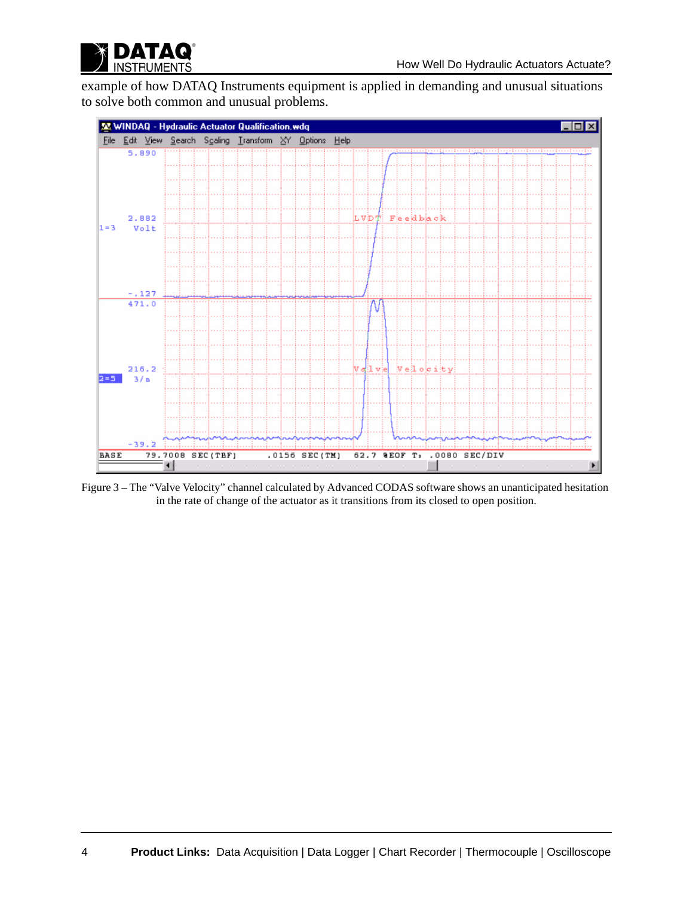example of how DATAQ Instruments equipment is applied in demanding and unusual situations to solve both common and unusual problems.

WINDAQ - Hydraulic Actuator Qualification.wdq

File Edit View Search Scaling Transform XY Options Help

5.890

2.882

1=3 Volt

-.127

LVDT Feedback

471.0

216.2

2=5 3/s

-39.2

Valve Velocity

BASE 79.7008 SEC(TBF) .0156 SEC(TM) 62.7 %EOF T: .0080 SEC/DIV

Figure 3 – The “Valve Velocity” channel calculated by Advanced CODAS software shows an unanticipated hesitation in the rate of change of the actuator as it transitions from its closed to open position.

**Product Links:** Data Acquisition | Data Logger | Chart Recorder | Thermocouple | Oscilloscope